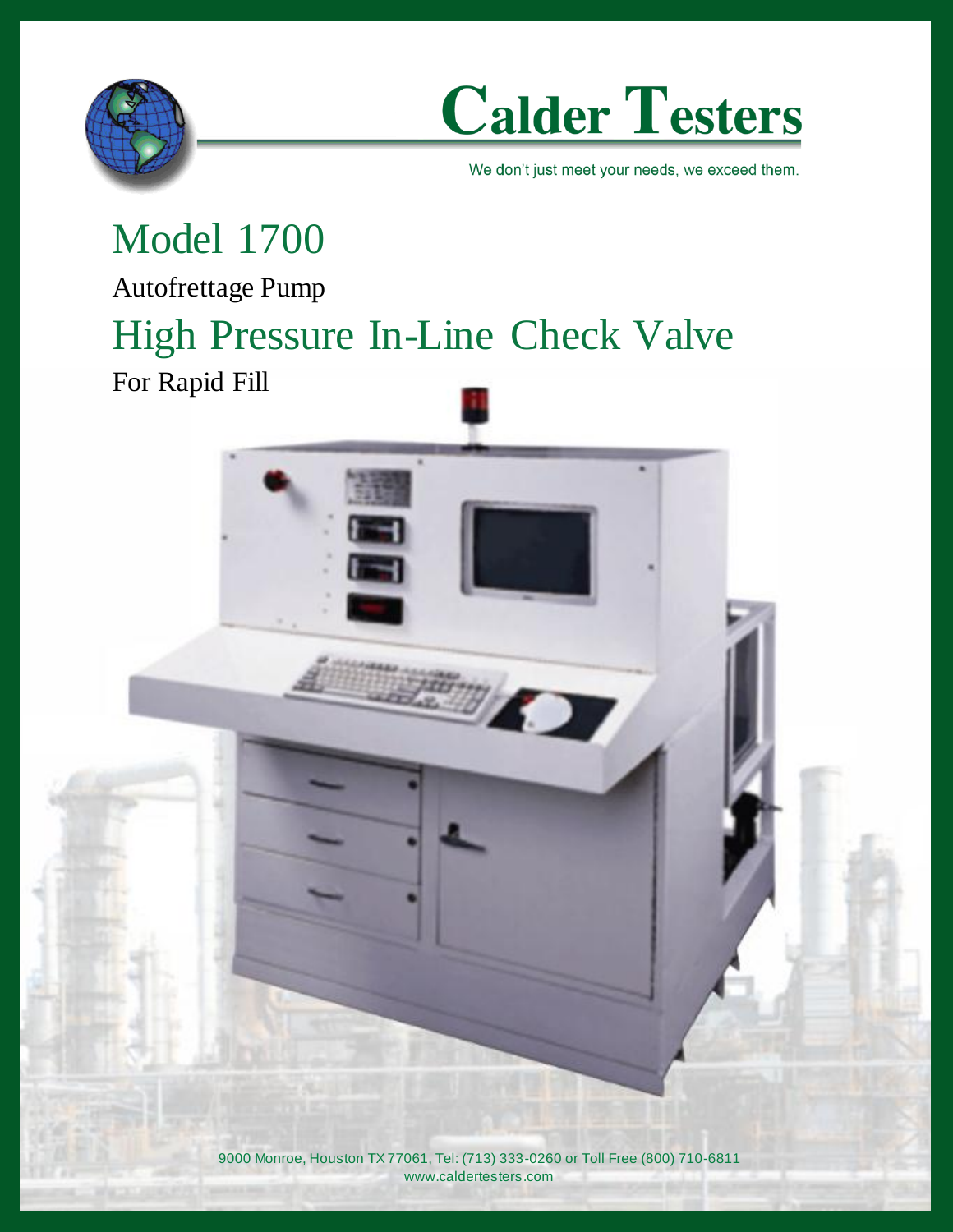# Calder Testers

We don't just meet your needs, we exceed them.

# Model 1700

Autofrettage Pump

## High Pressure In-Line Check Valve

For Rapid Fill

9000 Monroe, Houston TX 77061, Tel: (713) 333-0260 or Toll Free (800) 710-6811
www.caldertesters.com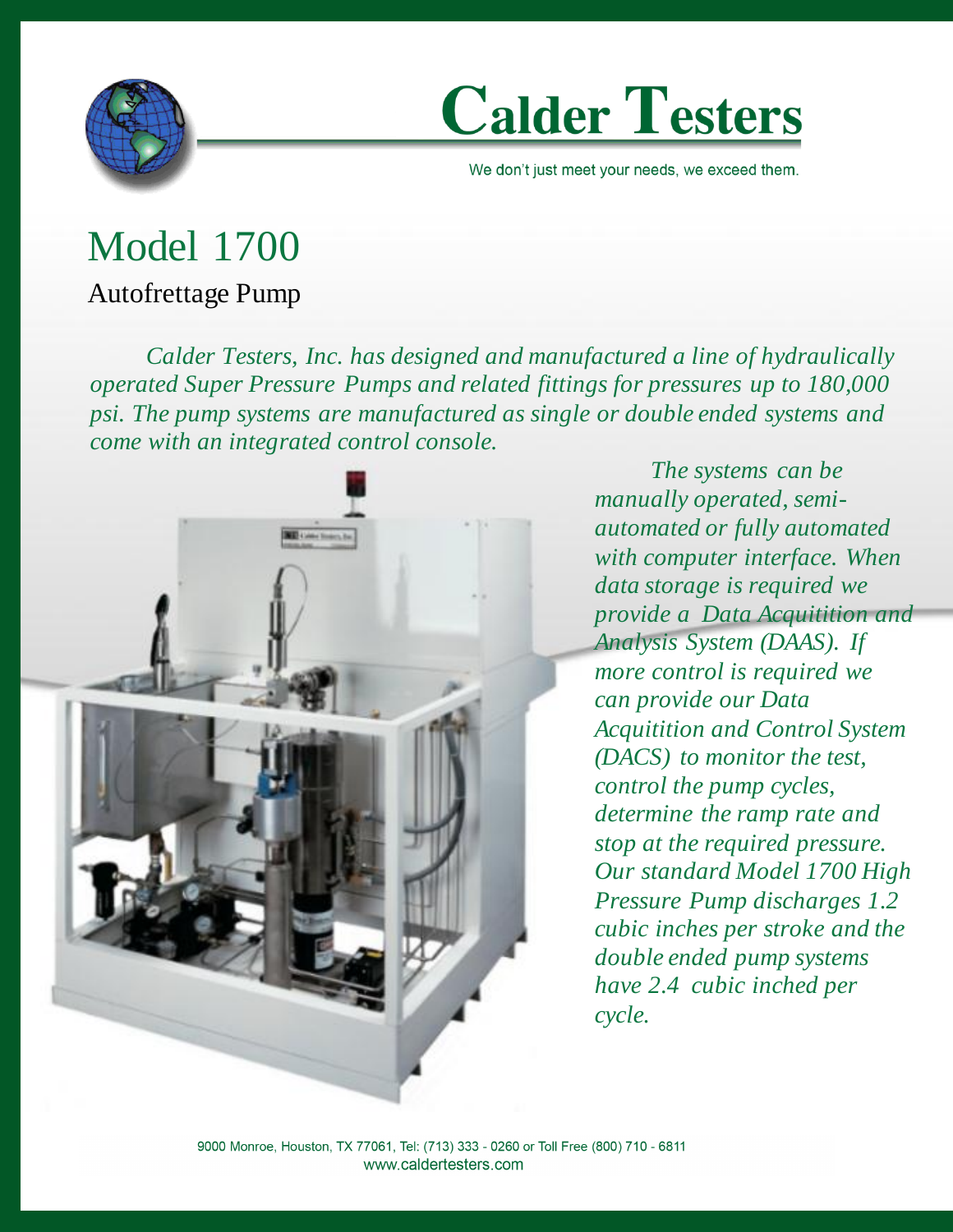# Calder Testers

We don't just meet your needs, we exceed them.

## Model 1700

### Autofrettage Pump

*Calder Testers, Inc. has designed and manufactured a line of hydraulically operated Super Pressure Pumps and related fittings for pressures up to 180,000 psi. The pump systems are manufactured as single or double ended systems and come with an integrated control console.*

*The systems can be manually operated, semi-automated or fully automated with computer interface. When data storage is required we provide a Data Acquitition and Analysis System (DAAS). If more control is required we can provide our Data Acquitition and Control System (DACS) to monitor the test, control the pump cycles, determine the ramp rate and stop at the required pressure. Our standard Model 1700 High Pressure Pump discharges 1.2 cubic inches per stroke and the double ended pump systems have 2.4 cubic inched per cycle.*

9000 Monroe, Houston, TX 77061, Tel: (713) 333 - 0260 or Toll Free (800) 710 - 6811
www.caldertesters.com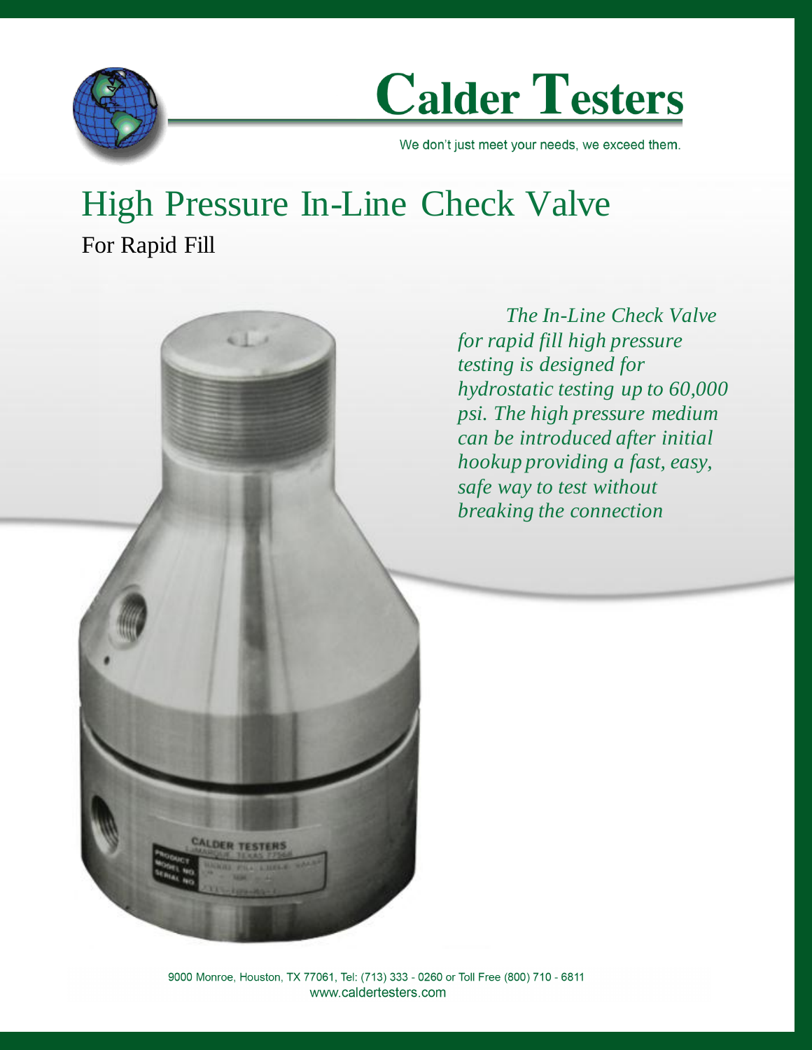# Calder Testers

We don't just meet your needs, we exceed them.

## High Pressure In-Line Check Valve

For Rapid Fill

*The In-Line Check Valve for rapid fill high pressure testing is designed for hydrostatic testing up to 60,000 psi. The high pressure medium can be introduced after initial hookup providing a fast, easy, safe way to test without breaking the connection*

9000 Monroe, Houston, TX 77061, Tel: (713) 333 - 0260 or Toll Free (800) 710 - 6811
www.caldertesters.com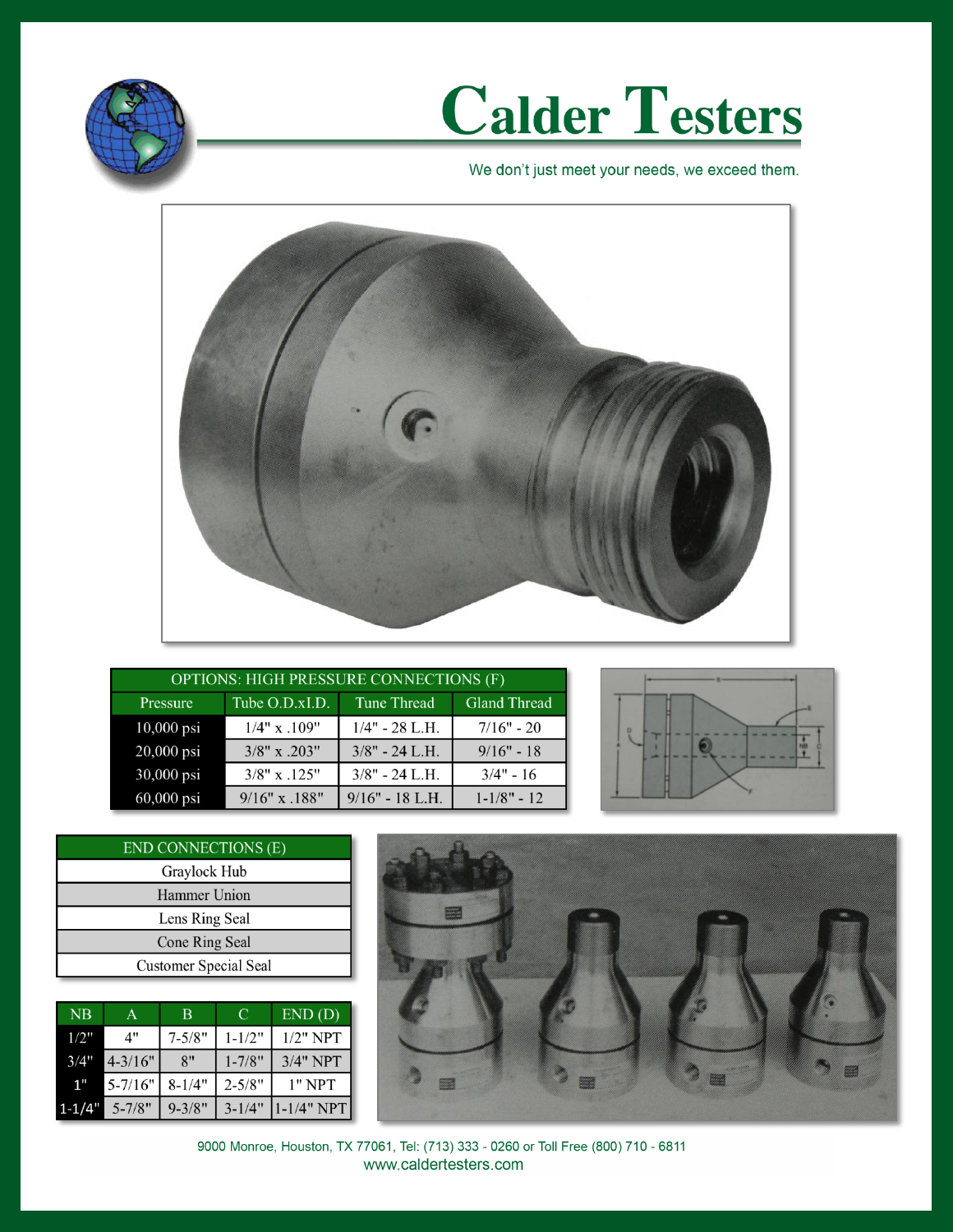# Calder Testers

We don't just meet your needs, we exceed them.

| OPTIONS: HIGH PRESSURE CONNECTIONS (F) | | | |
|---|---|---|---|
| Pressure | Tube O.D.xI.D. | Tune Thread | Gland Thread |
| 10,000 psi | 1/4" x .109" | 1/4" - 28 L.H. | 7/16" - 20 |
| 20,000 psi | 3/8" x .203" | 3/8" - 24 L.H. | 9/16" - 18 |
| 30,000 psi | 3/8" x .125" | 3/8" - 24 L.H. | 3/4" - 16 |
| 60,000 psi | 9/16" x .188" | 9/16" - 18 L.H. | 1-1/8" - 12 |

| END CONNECTIONS (E) |
|---|
| Graylock Hub |
| Hammer Union |
| Lens Ring Seal |
| Cone Ring Seal |
| Customer Special Seal |

| NB | A | B | C | END (D) |
|---|---|---|---|---|
| 1/2" | 4" | 7-5/8" | 1-1/2" | 1/2" NPT |
| 3/4" | 4-3/16" | 8" | 1-7/8" | 3/4" NPT |
| 1" | 5-7/16" | 8-1/4" | 2-5/8" | 1" NPT |
| 1-1/4" | 5-7/8" | 9-3/8" | 3-1/4" | 1-1/4" NPT |

9000 Monroe, Houston, TX 77061, Tel: (713) 333 - 0260 or Toll Free (800) 710 - 6811

www.caldertesters.com